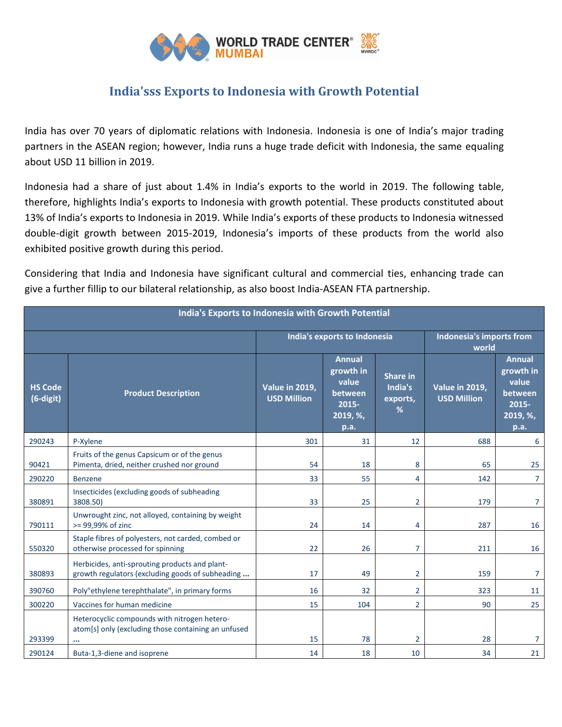# India'sss Exports to Indonesia with Growth Potential

India has over 70 years of diplomatic relations with Indonesia. Indonesia is one of India's major trading partners in the ASEAN region; however, India runs a huge trade deficit with Indonesia, the same equaling about USD 11 billion in 2019.

Indonesia had a share of just about 1.4% in India's exports to the world in 2019. The following table, therefore, highlights India's exports to Indonesia with growth potential. These products constituted about 13% of India's exports to Indonesia in 2019. While India's exports of these products to Indonesia witnessed double-digit growth between 2015-2019, Indonesia's imports of these products from the world also exhibited positive growth during this period.

Considering that India and Indonesia have significant cultural and commercial ties, enhancing trade can give a further fillip to our bilateral relationship, as also boost India-ASEAN FTA partnership.

| India's Exports to Indonesia with Growth Potential | | | | | | |
|---|---|---|---|---|---|---|
| | | India's exports to Indonesia | | | Indonesia's imports from world | |
| HS Code (6-digit) | Product Description | Value in 2019, USD Million | Annual growth in value between 2015-2019, %, p.a. | Share in India's exports, % | Value in 2019, USD Million | Annual growth in value between 2015-2019, %, p.a. |
| 290243 | P-Xylene | 301 | 31 | 12 | 688 | 6 |
| 90421 | Fruits of the genus Capsicum or of the genus Pimenta, dried, neither crushed nor ground | 54 | 18 | 8 | 65 | 25 |
| 290220 | Benzene | 33 | 55 | 4 | 142 | 7 |
| 380891 | Insecticides (excluding goods of subheading 3808.50) | 33 | 25 | 2 | 179 | 7 |
| 790111 | Unwrought zinc, not alloyed, containing by weight >= 99,99% of zinc | 24 | 14 | 4 | 287 | 16 |
| 550320 | Staple fibres of polyesters, not carded, combed or otherwise processed for spinning | 22 | 26 | 7 | 211 | 16 |
| 380893 | Herbicides, anti-sprouting products and plant-growth regulators (excluding goods of subheading ... | 17 | 49 | 2 | 159 | 7 |
| 390760 | Poly"ethylene terephthalate", in primary forms | 16 | 32 | 2 | 323 | 11 |
| 300220 | Vaccines for human medicine | 15 | 104 | 2 | 90 | 25 |
| 293399 | Heterocyclic compounds with nitrogen hetero-atom[s] only (excluding those containing an unfused ... | 15 | 78 | 2 | 28 | 7 |
| 290124 | Buta-1,3-diene and isoprene | 14 | 18 | 10 | 34 | 21 |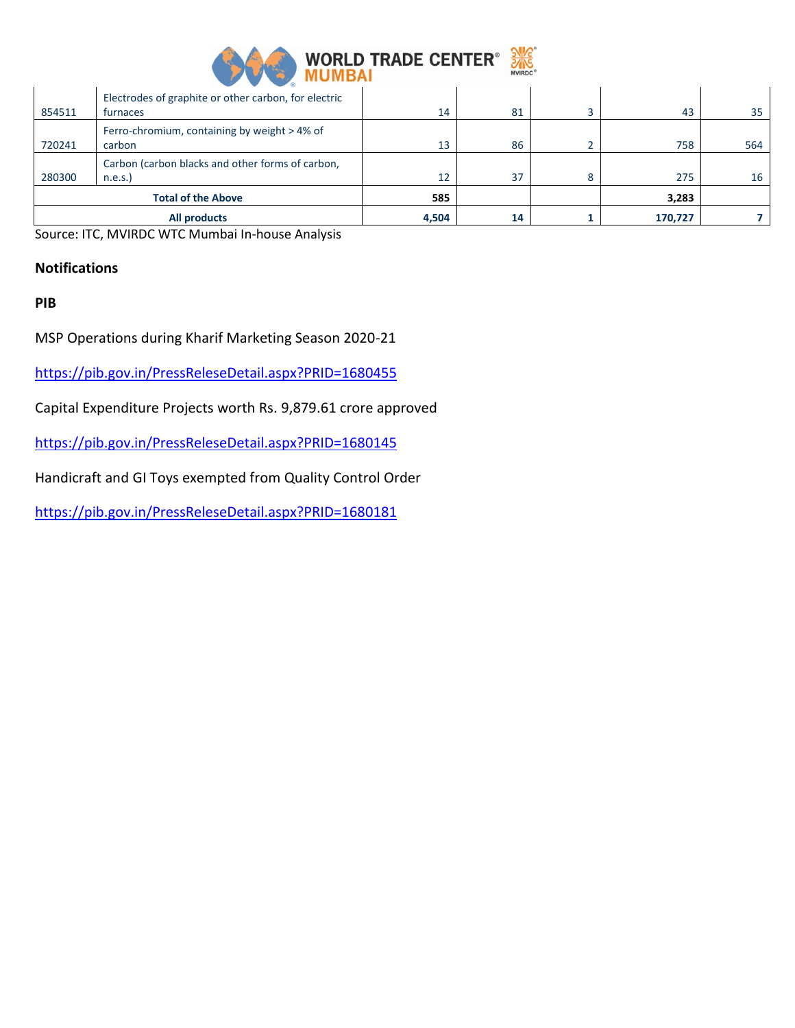| | | | | | | |
|---|---|---|---|---|---|---|
| 854511 | Electrodes of graphite or other carbon, for electric furnaces | 14 | 81 | 3 | 43 | 35 |
| 720241 | Ferro-chromium, containing by weight > 4% of carbon | 13 | 86 | 2 | 758 | 564 |
| 280300 | Carbon (carbon blacks and other forms of carbon, n.e.s.) | 12 | 37 | 8 | 275 | 16 |
| **Total of the Above** | | **585** | | | **3,283** | |
| **All products** | | **4,504** | **14** | **1** | **170,727** | **7** |

Source: ITC, MVIRDC WTC Mumbai In-house Analysis

**Notifications**

**PIB**

MSP Operations during Kharif Marketing Season 2020-21

https://pib.gov.in/PressReleseDetail.aspx?PRID=1680455

Capital Expenditure Projects worth Rs. 9,879.61 crore approved

https://pib.gov.in/PressReleseDetail.aspx?PRID=1680145

Handicraft and GI Toys exempted from Quality Control Order

https://pib.gov.in/PressReleseDetail.aspx?PRID=1680181